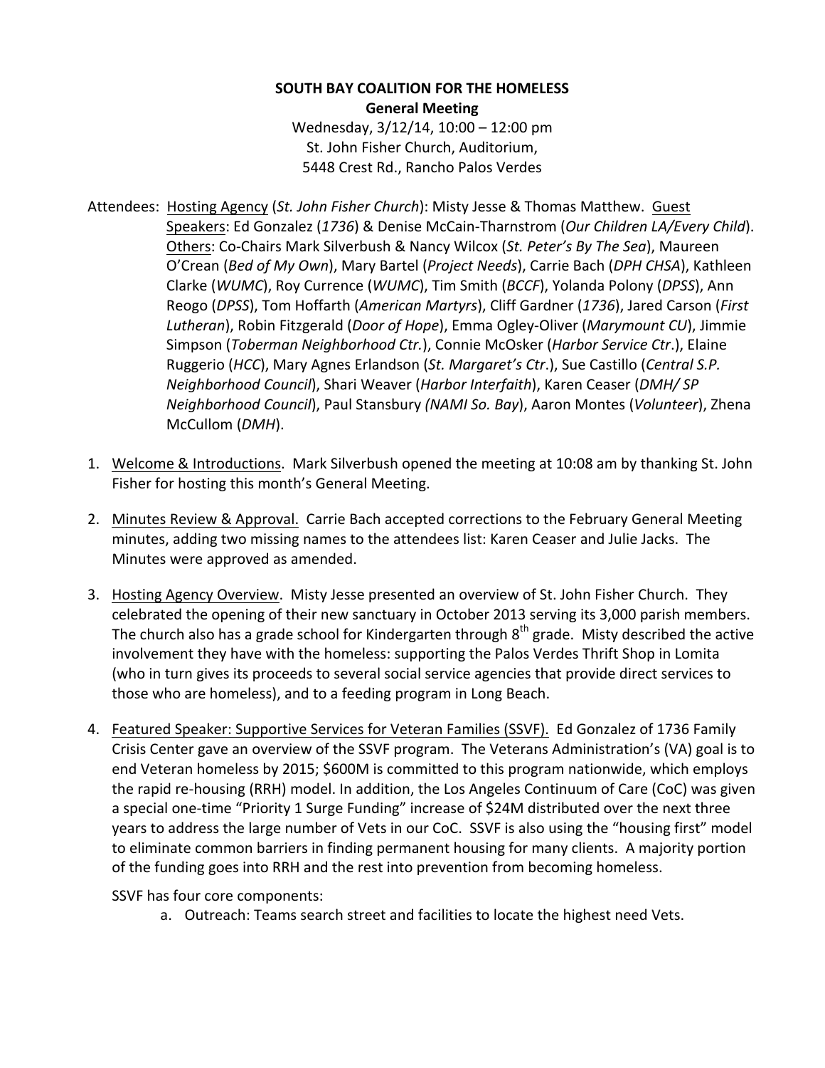**SOUTH BAY COALITION FOR THE HOMELESS**
**General Meeting**
Wednesday, 3/12/14, 10:00 – 12:00 pm
St. John Fisher Church, Auditorium,
5448 Crest Rd., Rancho Palos Verdes

Attendees: Hosting Agency (*St. John Fisher Church*): Misty Jesse & Thomas Matthew. Guest Speakers: Ed Gonzalez (*1736*) & Denise McCain-Tharnstrom (*Our Children LA/Every Child*). Others: Co-Chairs Mark Silverbush & Nancy Wilcox (*St. Peter's By The Sea*), Maureen O'Crean (*Bed of My Own*), Mary Bartel (*Project Needs*), Carrie Bach (*DPH CHSA*), Kathleen Clarke (*WUMC*), Roy Currence (*WUMC*), Tim Smith (*BCCF*), Yolanda Polony (*DPSS*), Ann Reogo (*DPSS*), Tom Hoffarth (*American Martyrs*), Cliff Gardner (*1736*), Jared Carson (*First Lutheran*), Robin Fitzgerald (*Door of Hope*), Emma Ogley-Oliver (*Marymount CU*), Jimmie Simpson (*Toberman Neighborhood Ctr.*), Connie McOsker (*Harbor Service Ctr*.), Elaine Ruggerio (*HCC*), Mary Agnes Erlandson (*St. Margaret's Ctr*.), Sue Castillo (*Central S.P. Neighborhood Council*), Shari Weaver (*Harbor Interfaith*), Karen Ceaser (*DMH/ SP Neighborhood Council*), Paul Stansbury *(NAMI So. Bay*), Aaron Montes (*Volunteer*), Zhena McCullom (*DMH*).

1. Welcome & Introductions. Mark Silverbush opened the meeting at 10:08 am by thanking St. John Fisher for hosting this month's General Meeting.

2. Minutes Review & Approval. Carrie Bach accepted corrections to the February General Meeting minutes, adding two missing names to the attendees list: Karen Ceaser and Julie Jacks. The Minutes were approved as amended.

3. Hosting Agency Overview. Misty Jesse presented an overview of St. John Fisher Church. They celebrated the opening of their new sanctuary in October 2013 serving its 3,000 parish members. The church also has a grade school for Kindergarten through 8th grade. Misty described the active involvement they have with the homeless: supporting the Palos Verdes Thrift Shop in Lomita (who in turn gives its proceeds to several social service agencies that provide direct services to those who are homeless), and to a feeding program in Long Beach.

4. Featured Speaker: Supportive Services for Veteran Families (SSVF). Ed Gonzalez of 1736 Family Crisis Center gave an overview of the SSVF program. The Veterans Administration's (VA) goal is to end Veteran homeless by 2015; $600M is committed to this program nationwide, which employs the rapid re-housing (RRH) model. In addition, the Los Angeles Continuum of Care (CoC) was given a special one-time "Priority 1 Surge Funding" increase of $24M distributed over the next three years to address the large number of Vets in our CoC. SSVF is also using the "housing first" model to eliminate common barriers in finding permanent housing for many clients. A majority portion of the funding goes into RRH and the rest into prevention from becoming homeless.

   SSVF has four core components:

   a. Outreach: Teams search street and facilities to locate the highest need Vets.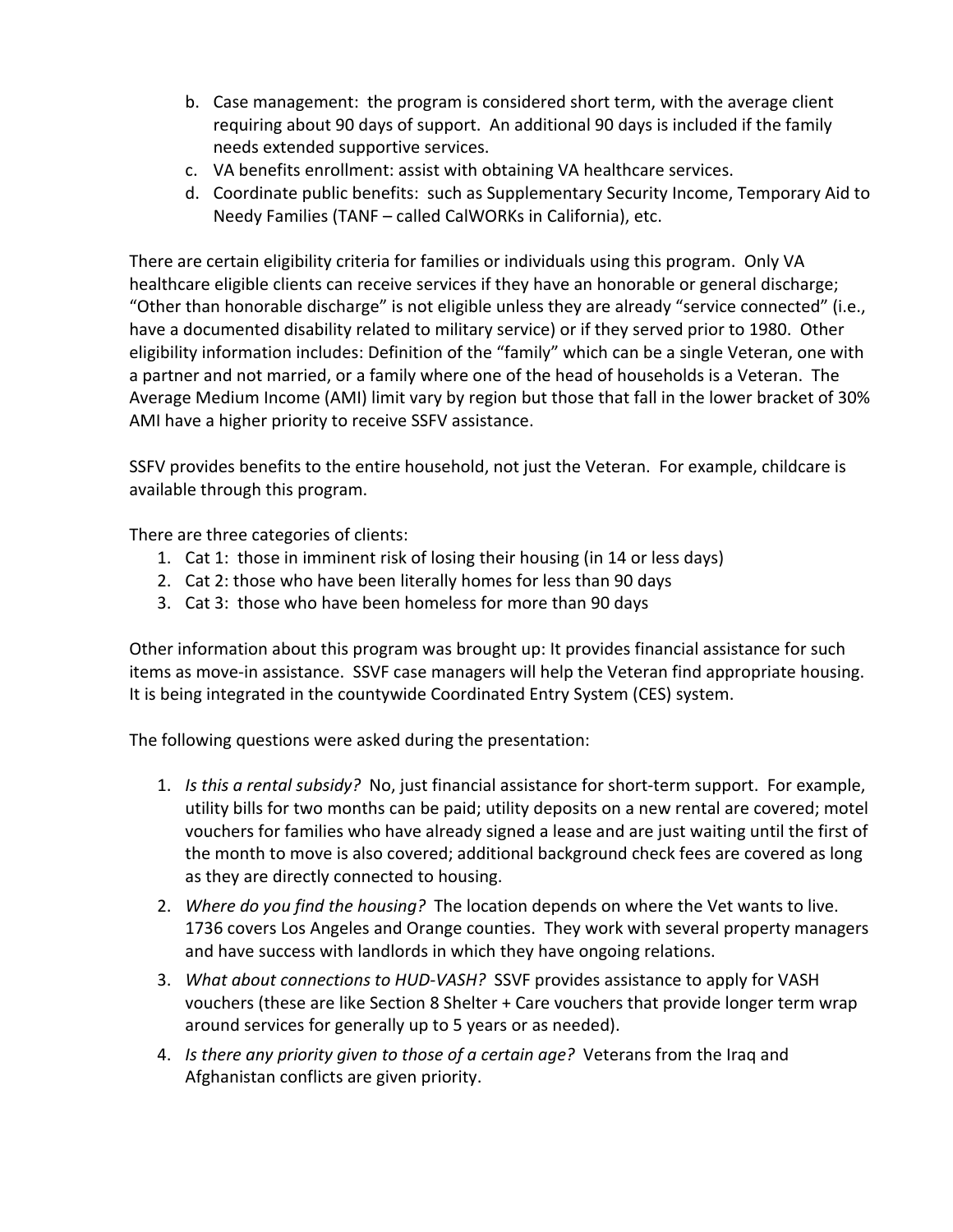b. Case management: the program is considered short term, with the average client requiring about 90 days of support. An additional 90 days is included if the family needs extended supportive services.
c. VA benefits enrollment: assist with obtaining VA healthcare services.
d. Coordinate public benefits: such as Supplementary Security Income, Temporary Aid to Needy Families (TANF – called CalWORKs in California), etc.

There are certain eligibility criteria for families or individuals using this program. Only VA healthcare eligible clients can receive services if they have an honorable or general discharge; "Other than honorable discharge" is not eligible unless they are already "service connected" (i.e., have a documented disability related to military service) or if they served prior to 1980. Other eligibility information includes: Definition of the "family" which can be a single Veteran, one with a partner and not married, or a family where one of the head of households is a Veteran. The Average Medium Income (AMI) limit vary by region but those that fall in the lower bracket of 30% AMI have a higher priority to receive SSFV assistance.

SSFV provides benefits to the entire household, not just the Veteran. For example, childcare is available through this program.

There are three categories of clients:

1. Cat 1: those in imminent risk of losing their housing (in 14 or less days)
2. Cat 2: those who have been literally homes for less than 90 days
3. Cat 3: those who have been homeless for more than 90 days

Other information about this program was brought up: It provides financial assistance for such items as move-in assistance. SSVF case managers will help the Veteran find appropriate housing. It is being integrated in the countywide Coordinated Entry System (CES) system.

The following questions were asked during the presentation:

1. *Is this a rental subsidy?* No, just financial assistance for short-term support. For example, utility bills for two months can be paid; utility deposits on a new rental are covered; motel vouchers for families who have already signed a lease and are just waiting until the first of the month to move is also covered; additional background check fees are covered as long as they are directly connected to housing.
2. *Where do you find the housing?* The location depends on where the Vet wants to live. 1736 covers Los Angeles and Orange counties. They work with several property managers and have success with landlords in which they have ongoing relations.
3. *What about connections to HUD-VASH?* SSVF provides assistance to apply for VASH vouchers (these are like Section 8 Shelter + Care vouchers that provide longer term wrap around services for generally up to 5 years or as needed).
4. *Is there any priority given to those of a certain age?* Veterans from the Iraq and Afghanistan conflicts are given priority.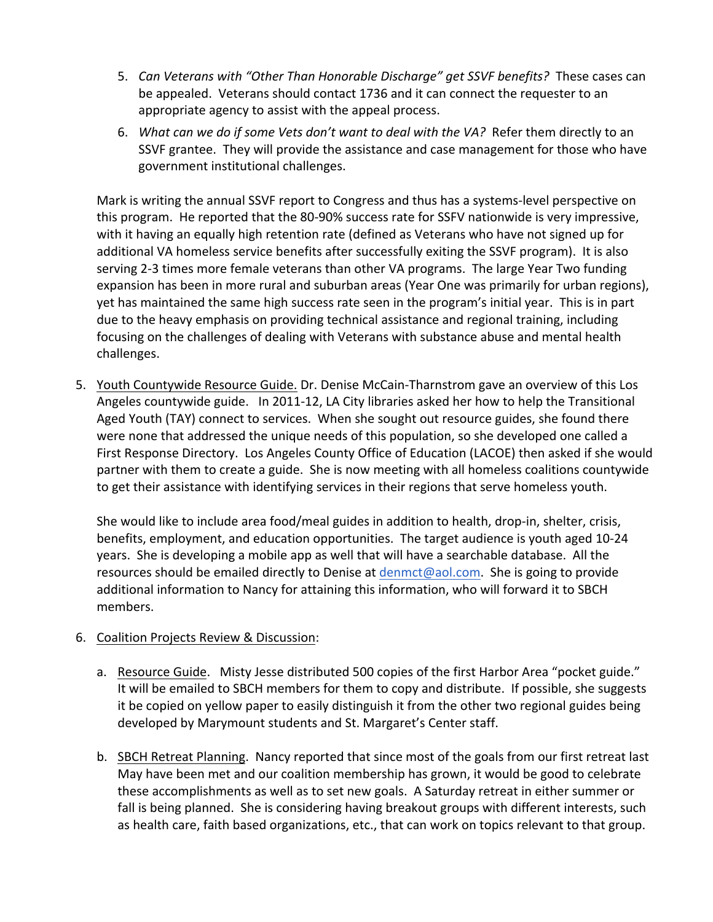5. *Can Veterans with "Other Than Honorable Discharge" get SSVF benefits?* These cases can be appealed. Veterans should contact 1736 and it can connect the requester to an appropriate agency to assist with the appeal process.
6. *What can we do if some Vets don't want to deal with the VA?* Refer them directly to an SSVF grantee. They will provide the assistance and case management for those who have government institutional challenges.

Mark is writing the annual SSVF report to Congress and thus has a systems-level perspective on this program. He reported that the 80-90% success rate for SSFV nationwide is very impressive, with it having an equally high retention rate (defined as Veterans who have not signed up for additional VA homeless service benefits after successfully exiting the SSVF program). It is also serving 2-3 times more female veterans than other VA programs. The large Year Two funding expansion has been in more rural and suburban areas (Year One was primarily for urban regions), yet has maintained the same high success rate seen in the program's initial year. This is in part due to the heavy emphasis on providing technical assistance and regional training, including focusing on the challenges of dealing with Veterans with substance abuse and mental health challenges.

5. Youth Countywide Resource Guide. Dr. Denise McCain-Tharnstrom gave an overview of this Los Angeles countywide guide. In 2011-12, LA City libraries asked her how to help the Transitional Aged Youth (TAY) connect to services. When she sought out resource guides, she found there were none that addressed the unique needs of this population, so she developed one called a First Response Directory. Los Angeles County Office of Education (LACOE) then asked if she would partner with them to create a guide. She is now meeting with all homeless coalitions countywide to get their assistance with identifying services in their regions that serve homeless youth.

   She would like to include area food/meal guides in addition to health, drop-in, shelter, crisis, benefits, employment, and education opportunities. The target audience is youth aged 10-24 years. She is developing a mobile app as well that will have a searchable database. All the resources should be emailed directly to Denise at denmct@aol.com. She is going to provide additional information to Nancy for attaining this information, who will forward it to SBCH members.

6. Coalition Projects Review & Discussion:

   a. Resource Guide. Misty Jesse distributed 500 copies of the first Harbor Area "pocket guide." It will be emailed to SBCH members for them to copy and distribute. If possible, she suggests it be copied on yellow paper to easily distinguish it from the other two regional guides being developed by Marymount students and St. Margaret's Center staff.

   b. SBCH Retreat Planning. Nancy reported that since most of the goals from our first retreat last May have been met and our coalition membership has grown, it would be good to celebrate these accomplishments as well as to set new goals. A Saturday retreat in either summer or fall is being planned. She is considering having breakout groups with different interests, such as health care, faith based organizations, etc., that can work on topics relevant to that group.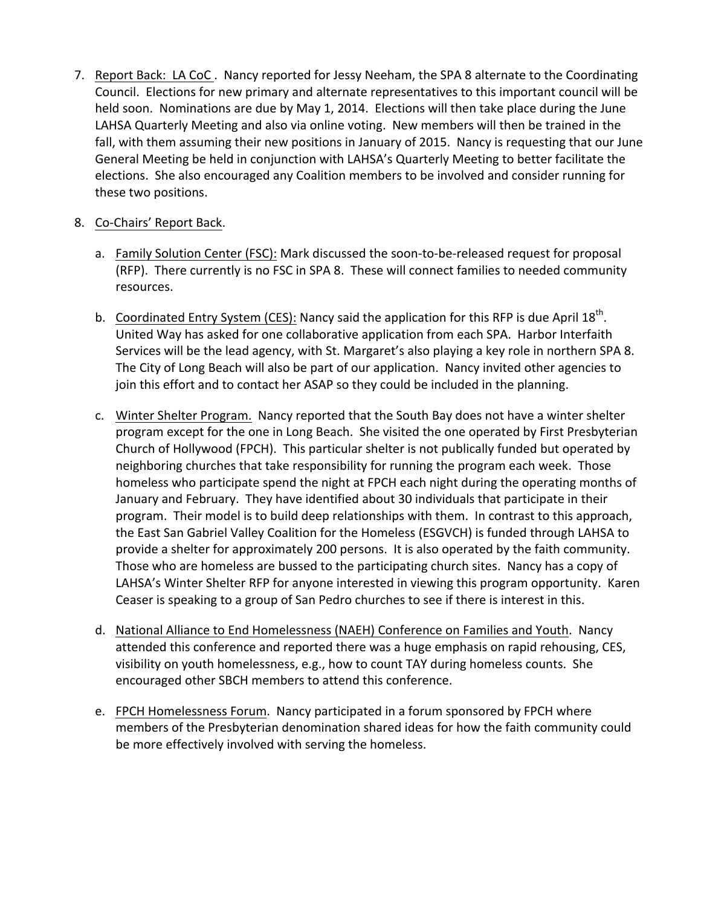7. Report Back: LA CoC . Nancy reported for Jessy Neeham, the SPA 8 alternate to the Coordinating Council. Elections for new primary and alternate representatives to this important council will be held soon. Nominations are due by May 1, 2014. Elections will then take place during the June LAHSA Quarterly Meeting and also via online voting. New members will then be trained in the fall, with them assuming their new positions in January of 2015. Nancy is requesting that our June General Meeting be held in conjunction with LAHSA's Quarterly Meeting to better facilitate the elections. She also encouraged any Coalition members to be involved and consider running for these two positions.

8. Co-Chairs' Report Back.

   a. Family Solution Center (FSC): Mark discussed the soon-to-be-released request for proposal (RFP). There currently is no FSC in SPA 8. These will connect families to needed community resources.

   b. Coordinated Entry System (CES): Nancy said the application for this RFP is due April 18th. United Way has asked for one collaborative application from each SPA. Harbor Interfaith Services will be the lead agency, with St. Margaret's also playing a key role in northern SPA 8. The City of Long Beach will also be part of our application. Nancy invited other agencies to join this effort and to contact her ASAP so they could be included in the planning.

   c. Winter Shelter Program. Nancy reported that the South Bay does not have a winter shelter program except for the one in Long Beach. She visited the one operated by First Presbyterian Church of Hollywood (FPCH). This particular shelter is not publically funded but operated by neighboring churches that take responsibility for running the program each week. Those homeless who participate spend the night at FPCH each night during the operating months of January and February. They have identified about 30 individuals that participate in their program. Their model is to build deep relationships with them. In contrast to this approach, the East San Gabriel Valley Coalition for the Homeless (ESGVCH) is funded through LAHSA to provide a shelter for approximately 200 persons. It is also operated by the faith community. Those who are homeless are bussed to the participating church sites. Nancy has a copy of LAHSA's Winter Shelter RFP for anyone interested in viewing this program opportunity. Karen Ceaser is speaking to a group of San Pedro churches to see if there is interest in this.

   d. National Alliance to End Homelessness (NAEH) Conference on Families and Youth. Nancy attended this conference and reported there was a huge emphasis on rapid rehousing, CES, visibility on youth homelessness, e.g., how to count TAY during homeless counts. She encouraged other SBCH members to attend this conference.

   e. FPCH Homelessness Forum. Nancy participated in a forum sponsored by FPCH where members of the Presbyterian denomination shared ideas for how the faith community could be more effectively involved with serving the homeless.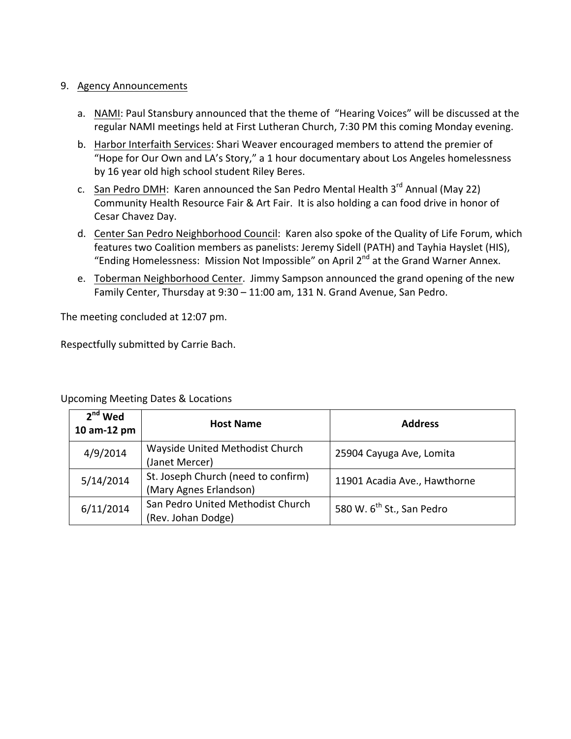9. Agency Announcements

   a. NAMI: Paul Stansbury announced that the theme of "Hearing Voices" will be discussed at the regular NAMI meetings held at First Lutheran Church, 7:30 PM this coming Monday evening.

   b. Harbor Interfaith Services: Shari Weaver encouraged members to attend the premier of "Hope for Our Own and LA's Story," a 1 hour documentary about Los Angeles homelessness by 16 year old high school student Riley Beres.

   c. San Pedro DMH: Karen announced the San Pedro Mental Health 3rd Annual (May 22) Community Health Resource Fair & Art Fair. It is also holding a can food drive in honor of Cesar Chavez Day.

   d. Center San Pedro Neighborhood Council: Karen also spoke of the Quality of Life Forum, which features two Coalition members as panelists: Jeremy Sidell (PATH) and Tayhia Hayslet (HIS), "Ending Homelessness: Mission Not Impossible" on April 2nd at the Grand Warner Annex.

   e. Toberman Neighborhood Center. Jimmy Sampson announced the grand opening of the new Family Center, Thursday at 9:30 – 11:00 am, 131 N. Grand Avenue, San Pedro.

The meeting concluded at 12:07 pm.

Respectfully submitted by Carrie Bach.

Upcoming Meeting Dates & Locations

| 2nd Wed 10 am-12 pm | Host Name | Address |
|---|---|---|
| 4/9/2014 | Wayside United Methodist Church (Janet Mercer) | 25904 Cayuga Ave, Lomita |
| 5/14/2014 | St. Joseph Church (need to confirm) (Mary Agnes Erlandson) | 11901 Acadia Ave., Hawthorne |
| 6/11/2014 | San Pedro United Methodist Church (Rev. Johan Dodge) | 580 W. 6th St., San Pedro |